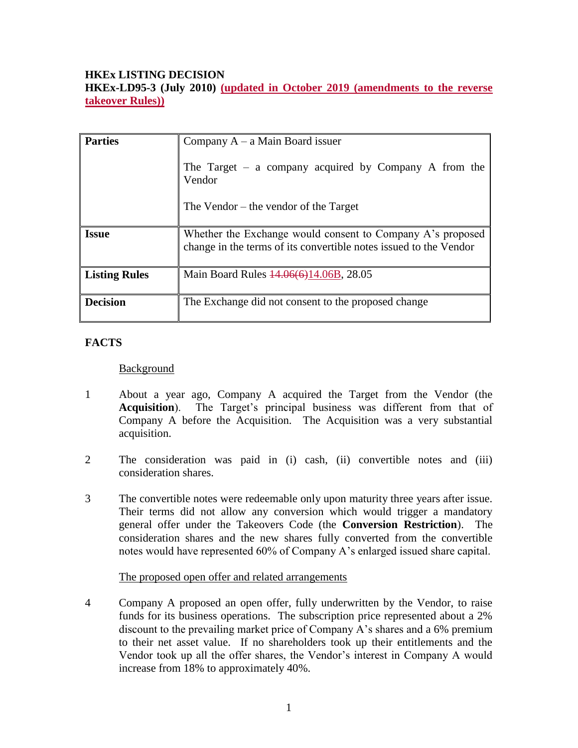**HKEx LISTING DECISION**
**HKEx-LD95-3 (July 2010) (updated in October 2019 (amendments to the reverse takeover Rules))**

| **Parties** | Company A – a Main Board issuer<br><br>The Target – a company acquired by Company A from the Vendor<br><br>The Vendor – the vendor of the Target |
|---|---|
| **Issue** | Whether the Exchange would consent to Company A's proposed change in the terms of its convertible notes issued to the Vendor |
| **Listing Rules** | Main Board Rules ~~14.06(6)~~14.06B, 28.05 |
| **Decision** | The Exchange did not consent to the proposed change |

**FACTS**

Background

1. About a year ago, Company A acquired the Target from the Vendor (the **Acquisition**). The Target's principal business was different from that of Company A before the Acquisition. The Acquisition was a very substantial acquisition.

2. The consideration was paid in (i) cash, (ii) convertible notes and (iii) consideration shares.

3. The convertible notes were redeemable only upon maturity three years after issue. Their terms did not allow any conversion which would trigger a mandatory general offer under the Takeovers Code (the **Conversion Restriction**). The consideration shares and the new shares fully converted from the convertible notes would have represented 60% of Company A's enlarged issued share capital.

The proposed open offer and related arrangements

4. Company A proposed an open offer, fully underwritten by the Vendor, to raise funds for its business operations. The subscription price represented about a 2% discount to the prevailing market price of Company A's shares and a 6% premium to their net asset value. If no shareholders took up their entitlements and the Vendor took up all the offer shares, the Vendor's interest in Company A would increase from 18% to approximately 40%.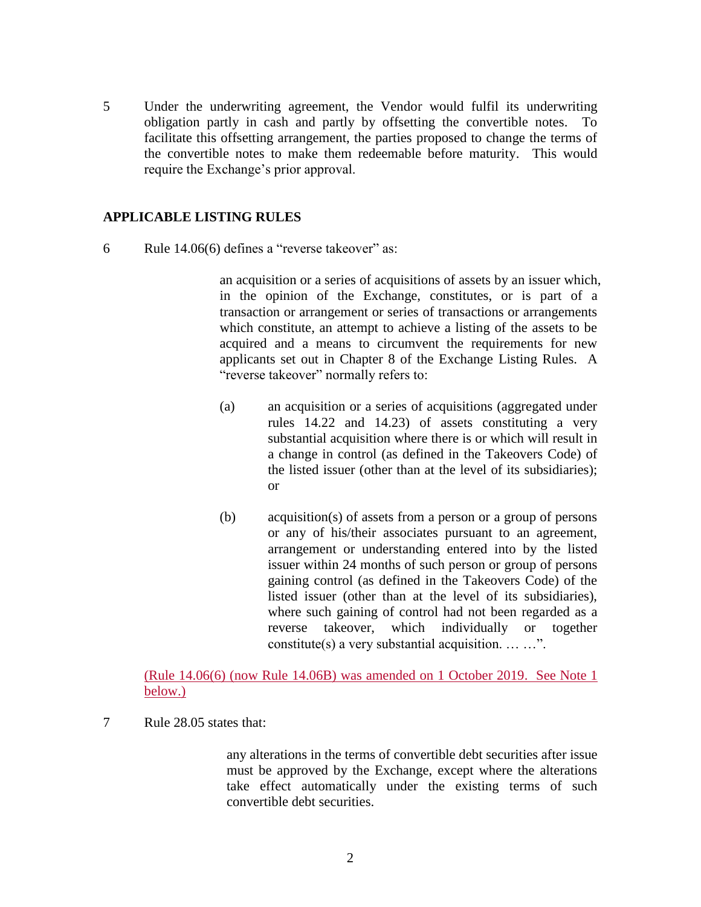5 Under the underwriting agreement, the Vendor would fulfil its underwriting obligation partly in cash and partly by offsetting the convertible notes. To facilitate this offsetting arrangement, the parties proposed to change the terms of the convertible notes to make them redeemable before maturity. This would require the Exchange's prior approval.

## APPLICABLE LISTING RULES

6 Rule 14.06(6) defines a "reverse takeover" as:

> an acquisition or a series of acquisitions of assets by an issuer which, in the opinion of the Exchange, constitutes, or is part of a transaction or arrangement or series of transactions or arrangements which constitute, an attempt to achieve a listing of the assets to be acquired and a means to circumvent the requirements for new applicants set out in Chapter 8 of the Exchange Listing Rules. A "reverse takeover" normally refers to:
>
> (a) an acquisition or a series of acquisitions (aggregated under rules 14.22 and 14.23) of assets constituting a very substantial acquisition where there is or which will result in a change in control (as defined in the Takeovers Code) of the listed issuer (other than at the level of its subsidiaries); or
>
> (b) acquisition(s) of assets from a person or a group of persons or any of his/their associates pursuant to an agreement, arrangement or understanding entered into by the listed issuer within 24 months of such person or group of persons gaining control (as defined in the Takeovers Code) of the listed issuer (other than at the level of its subsidiaries), where such gaining of control had not been regarded as a reverse takeover, which individually or together constitute(s) a very substantial acquisition. … …".

(Rule 14.06(6) (now Rule 14.06B) was amended on 1 October 2019. See Note 1 below.)

7 Rule 28.05 states that:

> any alterations in the terms of convertible debt securities after issue must be approved by the Exchange, except where the alterations take effect automatically under the existing terms of such convertible debt securities.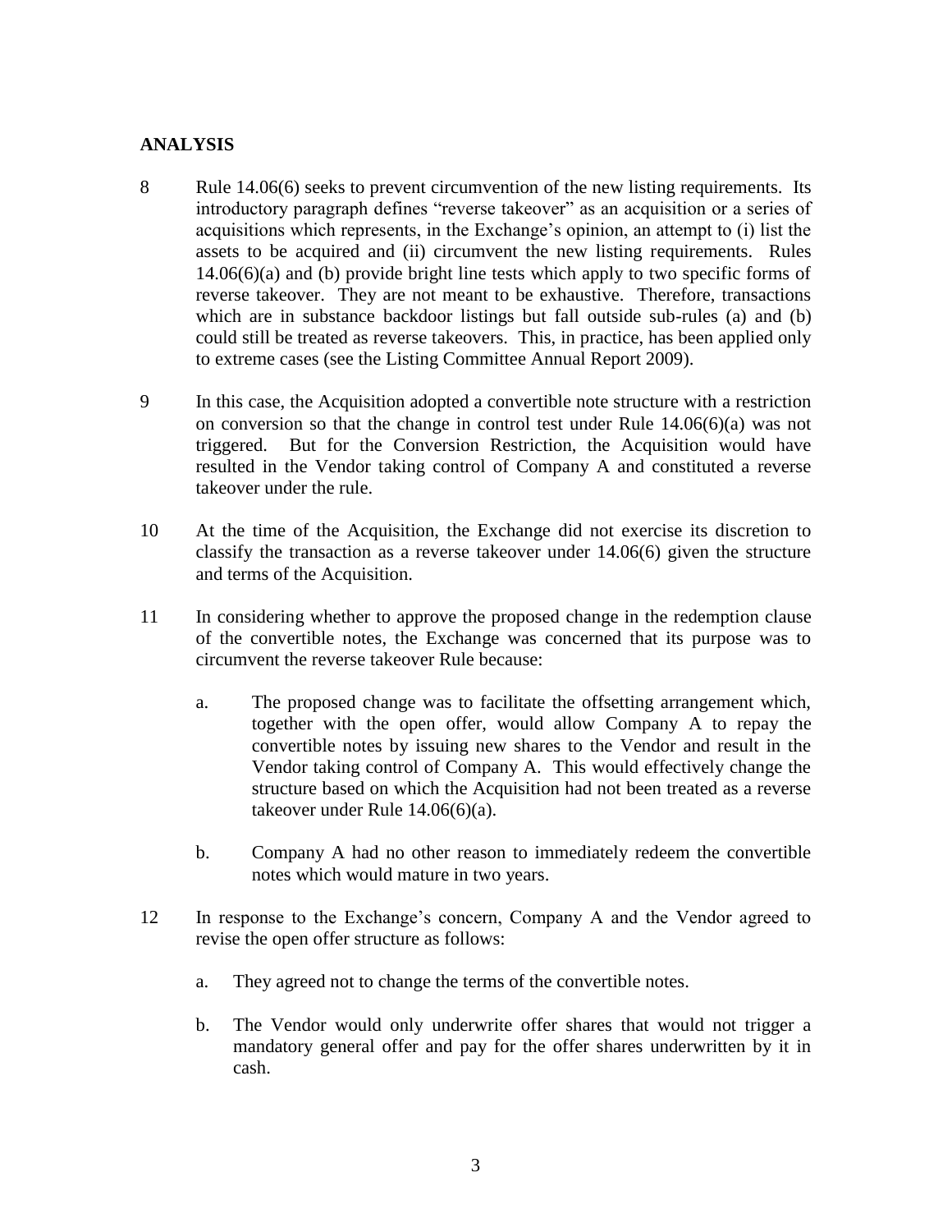## ANALYSIS

8 Rule 14.06(6) seeks to prevent circumvention of the new listing requirements. Its introductory paragraph defines "reverse takeover" as an acquisition or a series of acquisitions which represents, in the Exchange's opinion, an attempt to (i) list the assets to be acquired and (ii) circumvent the new listing requirements. Rules 14.06(6)(a) and (b) provide bright line tests which apply to two specific forms of reverse takeover. They are not meant to be exhaustive. Therefore, transactions which are in substance backdoor listings but fall outside sub-rules (a) and (b) could still be treated as reverse takeovers. This, in practice, has been applied only to extreme cases (see the Listing Committee Annual Report 2009).

9 In this case, the Acquisition adopted a convertible note structure with a restriction on conversion so that the change in control test under Rule 14.06(6)(a) was not triggered. But for the Conversion Restriction, the Acquisition would have resulted in the Vendor taking control of Company A and constituted a reverse takeover under the rule.

10 At the time of the Acquisition, the Exchange did not exercise its discretion to classify the transaction as a reverse takeover under 14.06(6) given the structure and terms of the Acquisition.

11 In considering whether to approve the proposed change in the redemption clause of the convertible notes, the Exchange was concerned that its purpose was to circumvent the reverse takeover Rule because:

   a. The proposed change was to facilitate the offsetting arrangement which, together with the open offer, would allow Company A to repay the convertible notes by issuing new shares to the Vendor and result in the Vendor taking control of Company A. This would effectively change the structure based on which the Acquisition had not been treated as a reverse takeover under Rule 14.06(6)(a).

   b. Company A had no other reason to immediately redeem the convertible notes which would mature in two years.

12 In response to the Exchange's concern, Company A and the Vendor agreed to revise the open offer structure as follows:

   a. They agreed not to change the terms of the convertible notes.

   b. The Vendor would only underwrite offer shares that would not trigger a mandatory general offer and pay for the offer shares underwritten by it in cash.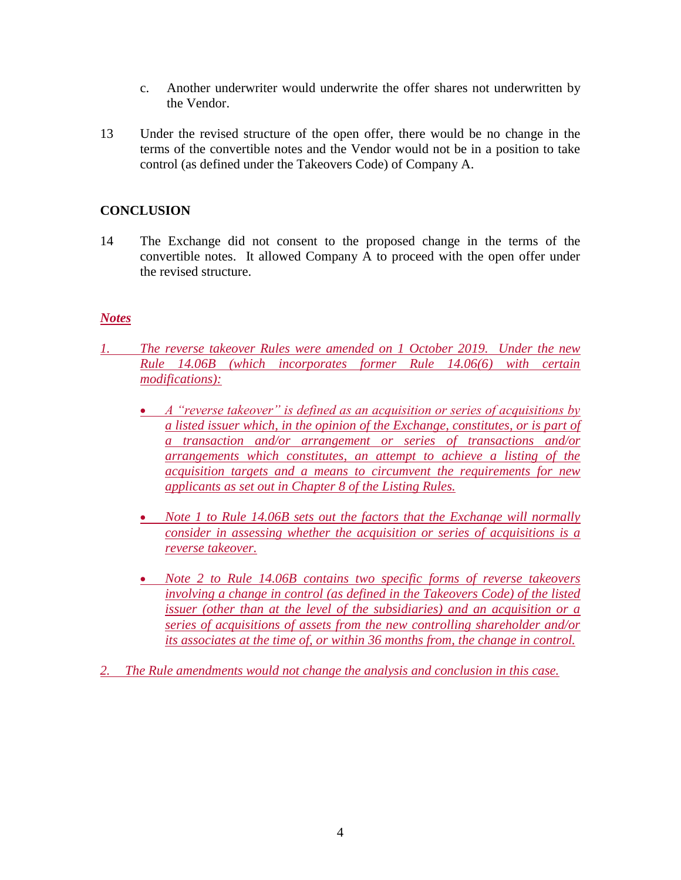c. Another underwriter would underwrite the offer shares not underwritten by the Vendor.

13 Under the revised structure of the open offer, there would be no change in the terms of the convertible notes and the Vendor would not be in a position to take control (as defined under the Takeovers Code) of Company A.

## CONCLUSION

14 The Exchange did not consent to the proposed change in the terms of the convertible notes. It allowed Company A to proceed with the open offer under the revised structure.

***Notes***

*1. The reverse takeover Rules were amended on 1 October 2019. Under the new Rule 14.06B (which incorporates former Rule 14.06(6) with certain modifications):*

- *A "reverse takeover" is defined as an acquisition or series of acquisitions by a listed issuer which, in the opinion of the Exchange, constitutes, or is part of a transaction and/or arrangement or series of transactions and/or arrangements which constitutes, an attempt to achieve a listing of the acquisition targets and a means to circumvent the requirements for new applicants as set out in Chapter 8 of the Listing Rules.*

- *Note 1 to Rule 14.06B sets out the factors that the Exchange will normally consider in assessing whether the acquisition or series of acquisitions is a reverse takeover.*

- *Note 2 to Rule 14.06B contains two specific forms of reverse takeovers involving a change in control (as defined in the Takeovers Code) of the listed issuer (other than at the level of the subsidiaries) and an acquisition or a series of acquisitions of assets from the new controlling shareholder and/or its associates at the time of, or within 36 months from, the change in control.*

*2. The Rule amendments would not change the analysis and conclusion in this case.*